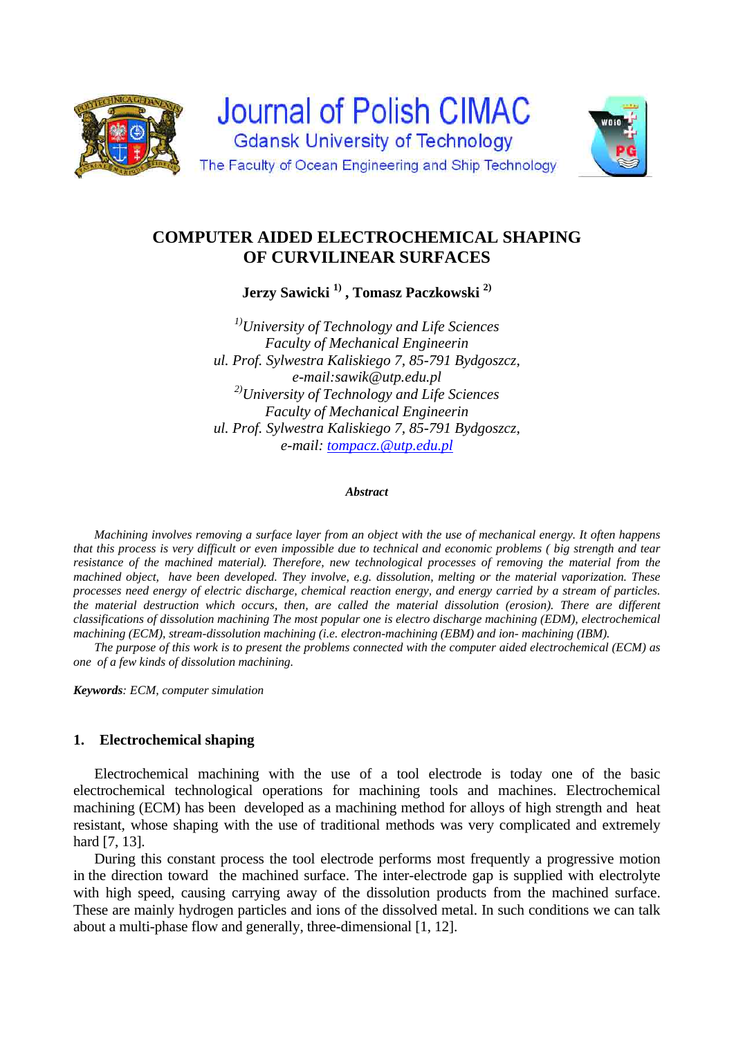# COMPUTER AIDED ELECTROCHEMICAL SHAPING OF CURVILINEAR SURFACES

**Jerzy Sawicki [1) ], Tomasz Paczkowski [2)]**

*[1)]University of Technology and Life Sciences*
*Faculty of Mechanical Engineerin*
*ul. Prof. Sylwestra Kaliskiego 7, 85-791 Bydgoszcz,*
*e-mail:sawik@utp.edu.pl*
*[2)]University of Technology and Life Sciences*
*Faculty of Mechanical Engineerin*
*ul. Prof. Sylwestra Kaliskiego 7, 85-791 Bydgoszcz,*
*e-mail: tompacz.@utp.edu.pl*

***Abstract***

*Machining involves removing a surface layer from an object with the use of mechanical energy. It often happens that this process is very difficult or even impossible due to technical and economic problems ( big strength and tear resistance of the machined material). Therefore, new technological processes of removing the material from the machined object, have been developed. They involve, e.g. dissolution, melting or the material vaporization. These processes need energy of electric discharge, chemical reaction energy, and energy carried by a stream of particles. the material destruction which occurs, then, are called the material dissolution (erosion). There are different classifications of dissolution machining The most popular one is electro discharge machining (EDM), electrochemical machining (ECM), stream-dissolution machining (i.e. electron-machining (EBM) and ion- machining (IBM).*

*The purpose of this work is to present the problems connected with the computer aided electrochemical (ECM) as one of a few kinds of dissolution machining.*

***Keywords**: ECM, computer simulation*

## 1. Electrochemical shaping

Electrochemical machining with the use of a tool electrode is today one of the basic electrochemical technological operations for machining tools and machines. Electrochemical machining (ECM) has been developed as a machining method for alloys of high strength and heat resistant, whose shaping with the use of traditional methods was very complicated and extremely hard [7, 13].

During this constant process the tool electrode performs most frequently a progressive motion in the direction toward the machined surface. The inter-electrode gap is supplied with electrolyte with high speed, causing carrying away of the dissolution products from the machined surface. These are mainly hydrogen particles and ions of the dissolved metal. In such conditions we can talk about a multi-phase flow and generally, three-dimensional [1, 12].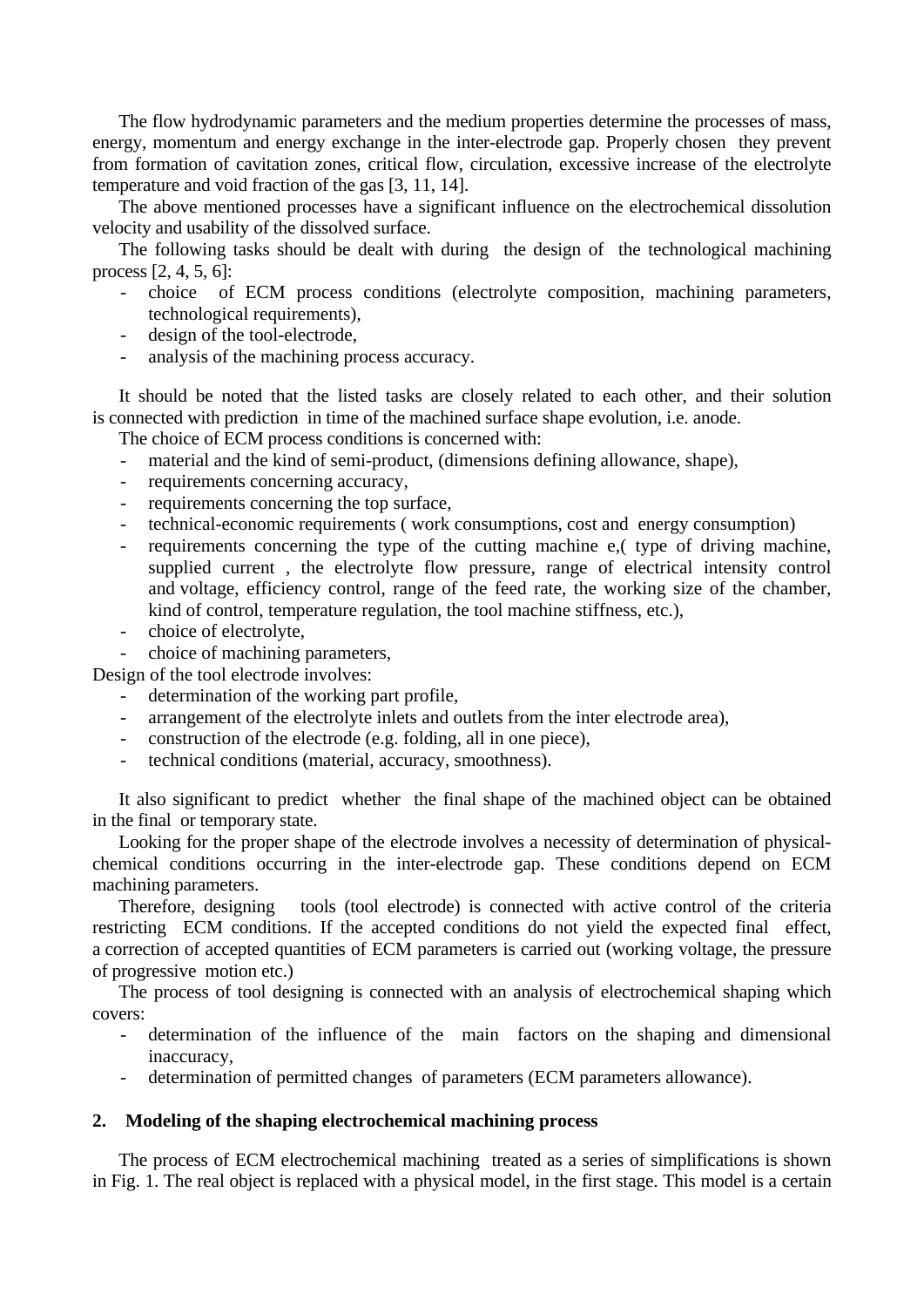The flow hydrodynamic parameters and the medium properties determine the processes of mass, energy, momentum and energy exchange in the inter-electrode gap. Properly chosen they prevent from formation of cavitation zones, critical flow, circulation, excessive increase of the electrolyte temperature and void fraction of the gas [3, 11, 14].

The above mentioned processes have a significant influence on the electrochemical dissolution velocity and usability of the dissolved surface.

The following tasks should be dealt with during the design of the technological machining process [2, 4, 5, 6]:

- choice of ECM process conditions (electrolyte composition, machining parameters, technological requirements),
- design of the tool-electrode,
- analysis of the machining process accuracy.

It should be noted that the listed tasks are closely related to each other, and their solution is connected with prediction in time of the machined surface shape evolution, i.e. anode.

The choice of ECM process conditions is concerned with:

- material and the kind of semi-product, (dimensions defining allowance, shape),
- requirements concerning accuracy,
- requirements concerning the top surface,
- technical-economic requirements ( work consumptions, cost and energy consumption)
- requirements concerning the type of the cutting machine e,( type of driving machine, supplied current , the electrolyte flow pressure, range of electrical intensity control and voltage, efficiency control, range of the feed rate, the working size of the chamber, kind of control, temperature regulation, the tool machine stiffness, etc.),
- choice of electrolyte,
- choice of machining parameters,

Design of the tool electrode involves:

- determination of the working part profile,
- arrangement of the electrolyte inlets and outlets from the inter electrode area),
- construction of the electrode (e.g. folding, all in one piece),
- technical conditions (material, accuracy, smoothness).

It also significant to predict whether the final shape of the machined object can be obtained in the final or temporary state.

Looking for the proper shape of the electrode involves a necessity of determination of physical-chemical conditions occurring in the inter-electrode gap. These conditions depend on ECM machining parameters.

Therefore, designing tools (tool electrode) is connected with active control of the criteria restricting ECM conditions. If the accepted conditions do not yield the expected final effect, a correction of accepted quantities of ECM parameters is carried out (working voltage, the pressure of progressive motion etc.)

The process of tool designing is connected with an analysis of electrochemical shaping which covers:

- determination of the influence of the main factors on the shaping and dimensional inaccuracy,
- determination of permitted changes of parameters (ECM parameters allowance).

## 2. Modeling of the shaping electrochemical machining process

The process of ECM electrochemical machining treated as a series of simplifications is shown in Fig. 1. The real object is replaced with a physical model, in the first stage. This model is a certain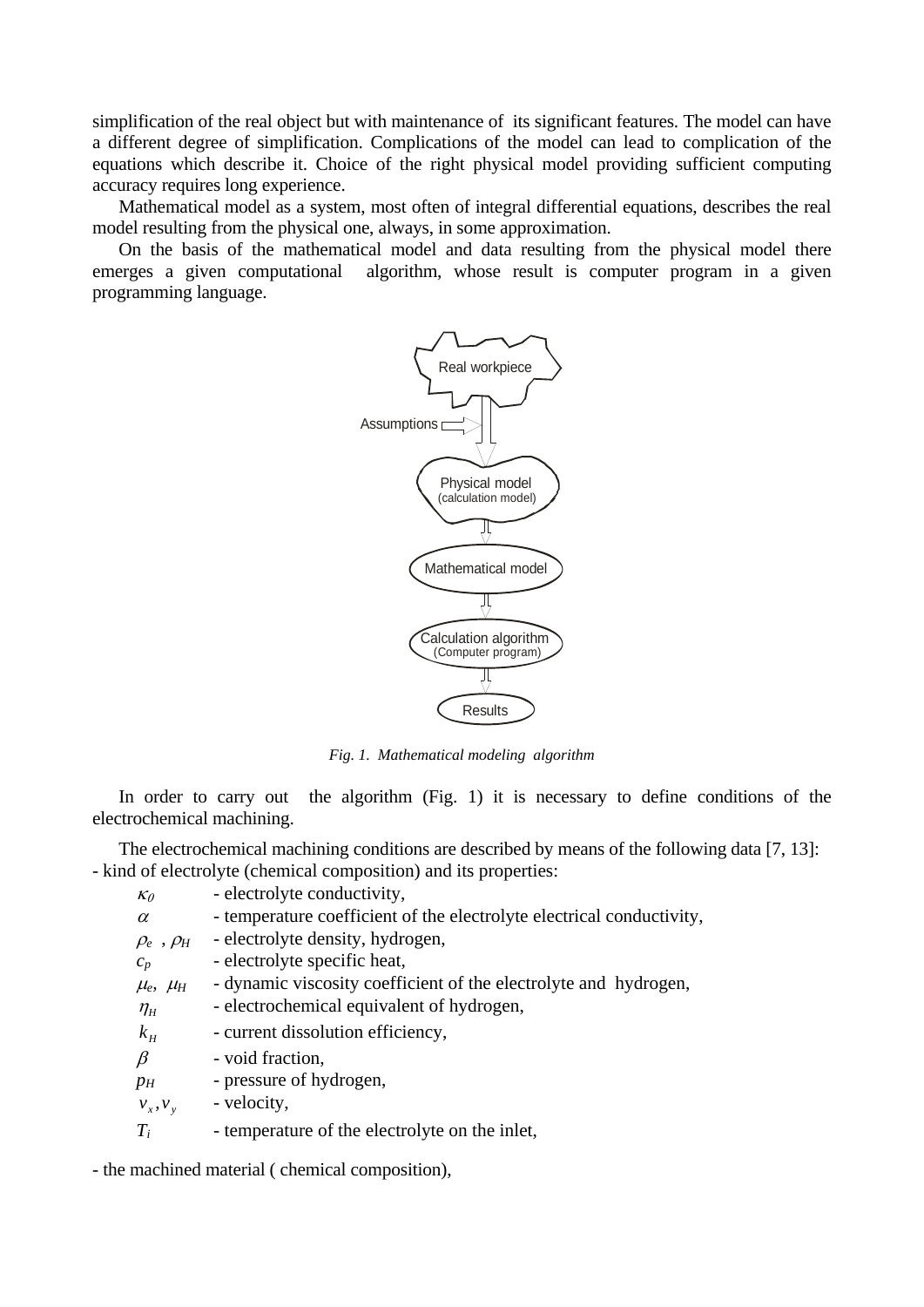simplification of the real object but with maintenance of its significant features. The model can have a different degree of simplification. Complications of the model can lead to complication of the equations which describe it. Choice of the right physical model providing sufficient computing accuracy requires long experience.

Mathematical model as a system, most often of integral differential equations, describes the real model resulting from the physical one, always, in some approximation.

On the basis of the mathematical model and data resulting from the physical model there emerges a given computational algorithm, whose result is computer program in a given programming language.

*Fig. 1. Mathematical modeling algorithm*

In order to carry out the algorithm (Fig. 1) it is necessary to define conditions of the electrochemical machining.

The electrochemical machining conditions are described by means of the following data [7, 13]:
- kind of electrolyte (chemical composition) and its properties:

| | |
|---|---|
| $\kappa_0$ | - electrolyte conductivity, |
| $\alpha$ | - temperature coefficient of the electrolyte electrical conductivity, |
| $\rho_e$ , $\rho_H$ | - electrolyte density, hydrogen, |
| $c_p$ | - electrolyte specific heat, |
| $\mu_e$, $\mu_H$ | - dynamic viscosity coefficient of the electrolyte and hydrogen, |
| $\eta_H$ | - electrochemical equivalent of hydrogen, |
| $k_H$ | - current dissolution efficiency, |
| $\beta$ | - void fraction, |
| $p_H$ | - pressure of hydrogen, |
| $v_x, v_y$ | - velocity, |
| $T_i$ | - temperature of the electrolyte on the inlet, |

- the machined material ( chemical composition),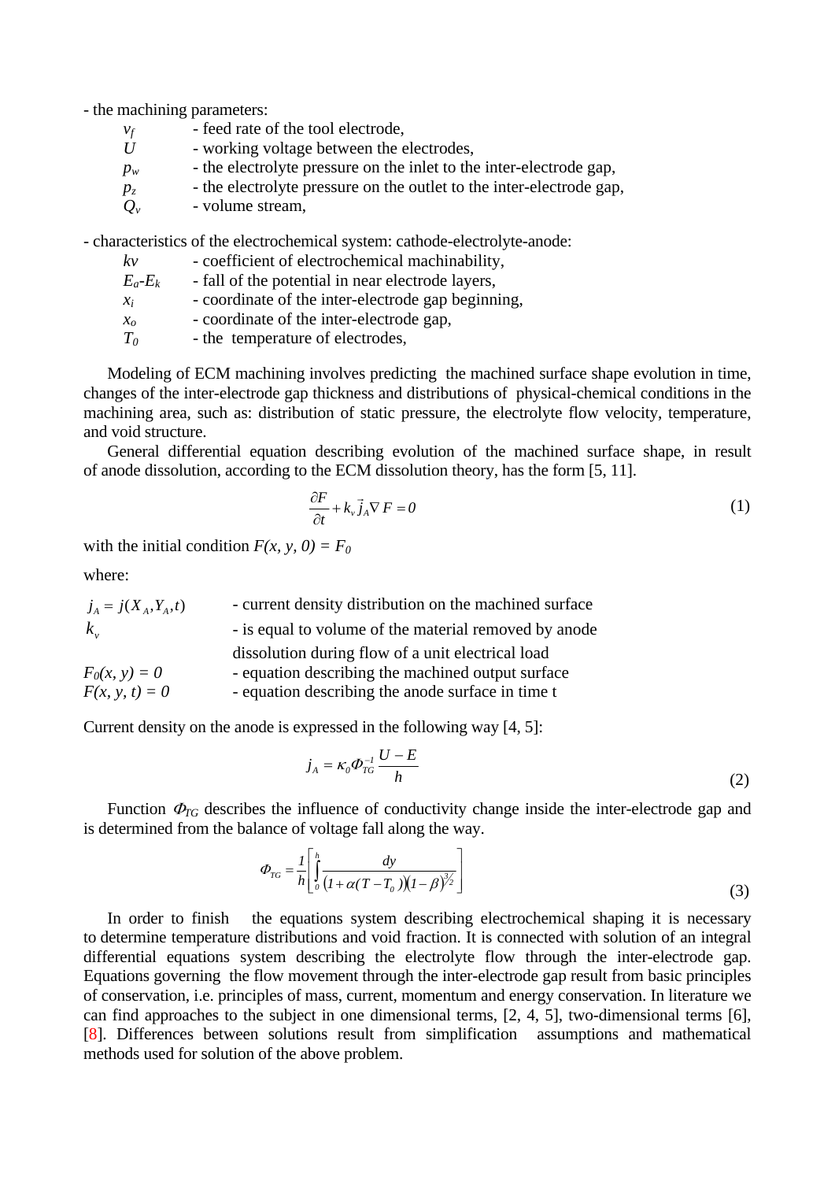- the machining parameters:

| | |
|---|---|
| $v_f$ | - feed rate of the tool electrode, |
| $U$ | - working voltage between the electrodes, |
| $p_w$ | - the electrolyte pressure on the inlet to the inter-electrode gap, |
| $p_z$ | - the electrolyte pressure on the outlet to the inter-electrode gap, |
| $Q_v$ | - volume stream, |

- characteristics of the electrochemical system: cathode-electrolyte-anode:

| | |
|---|---|
| $kv$ | - coefficient of electrochemical machinability, |
| $E_a$-$E_k$ | - fall of the potential in near electrode layers, |
| $x_i$ | - coordinate of the inter-electrode gap beginning, |
| $x_o$ | - coordinate of the inter-electrode gap, |
| $T_0$ | - the temperature of electrodes, |

Modeling of ECM machining involves predicting the machined surface shape evolution in time, changes of the inter-electrode gap thickness and distributions of physical-chemical conditions in the machining area, such as: distribution of static pressure, the electrolyte flow velocity, temperature, and void structure.

General differential equation describing evolution of the machined surface shape, in result of anode dissolution, according to the ECM dissolution theory, has the form [5, 11].

$$\frac{\partial F}{\partial t} + k_v \vec{j}_A \nabla F = 0 \tag{1}$$

with the initial condition $F(x, y, 0) = F_0$

where:

| | |
|---|---|
| $j_A = j(X_A, Y_A, t)$ | - current density distribution on the machined surface |
| $k_v$ | - is equal to volume of the material removed by anode dissolution during flow of a unit electrical load |
| $F_0(x, y) = 0$ | - equation describing the machined output surface |
| $F(x, y, t) = 0$ | - equation describing the anode surface in time t |

Current density on the anode is expressed in the following way [4, 5]:

$$j_A = \kappa_0 \Phi_{TG}^{-1} \frac{U - E}{h} \tag{2}$$

Function $\Phi_{TG}$ describes the influence of conductivity change inside the inter-electrode gap and is determined from the balance of voltage fall along the way.

$$\Phi_{TG} = \frac{1}{h}\left[\int_0^h \frac{dy}{\left(1 + \alpha(T - T_0)\right)\left(1 - \beta\right)^{3/2}}\right] \tag{3}$$

In order to finish the equations system describing electrochemical shaping it is necessary to determine temperature distributions and void fraction. It is connected with solution of an integral differential equations system describing the electrolyte flow through the inter-electrode gap. Equations governing the flow movement through the inter-electrode gap result from basic principles of conservation, i.e. principles of mass, current, momentum and energy conservation. In literature we can find approaches to the subject in one dimensional terms, [2, 4, 5], two-dimensional terms [6], [8]. Differences between solutions result from simplification assumptions and mathematical methods used for solution of the above problem.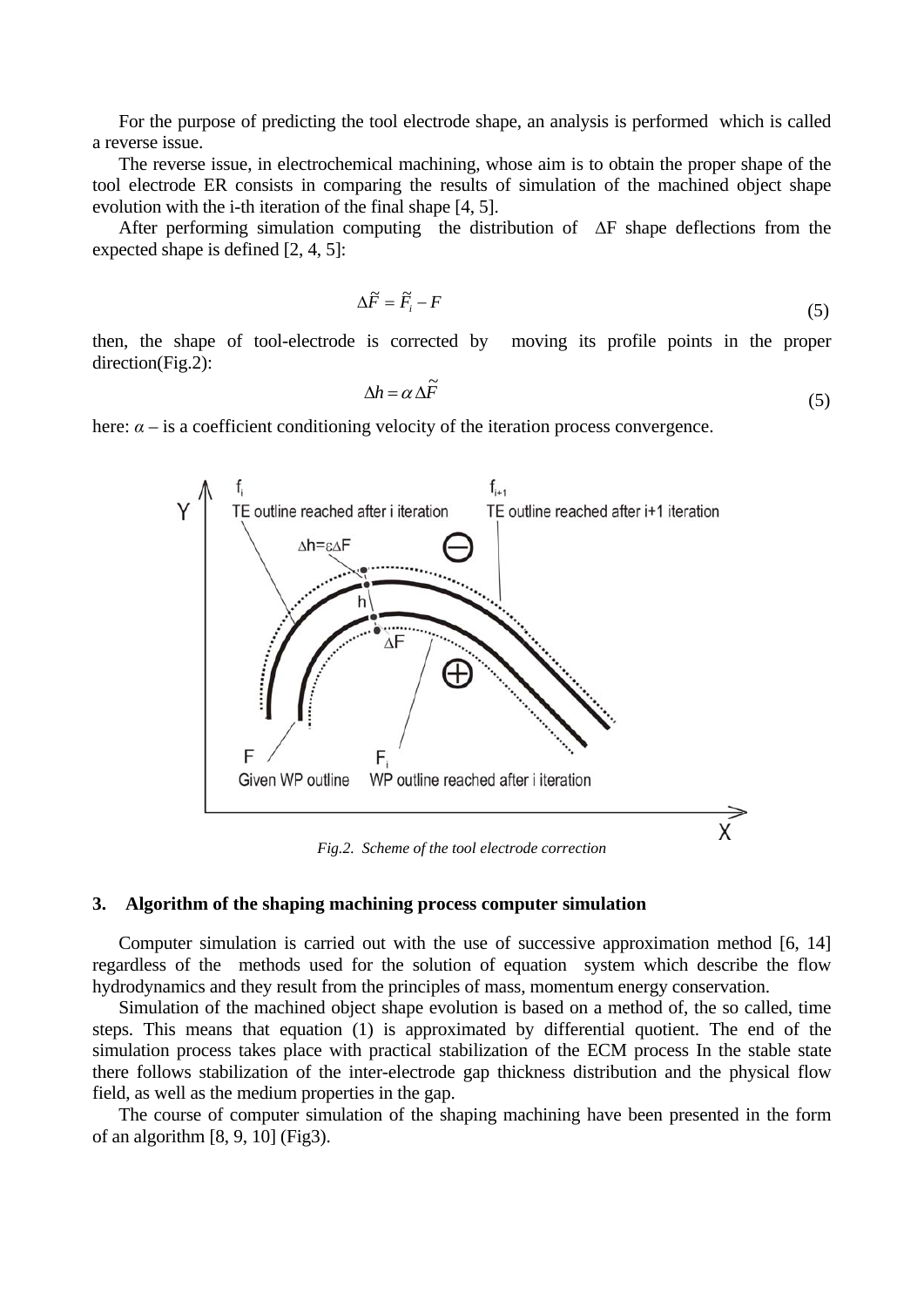For the purpose of predicting the tool electrode shape, an analysis is performed which is called a reverse issue.

The reverse issue, in electrochemical machining, whose aim is to obtain the proper shape of the tool electrode ER consists in comparing the results of simulation of the machined object shape evolution with the i-th iteration of the final shape [4, 5].

After performing simulation computing the distribution of ΔF shape deflections from the expected shape is defined [2, 4, 5]:

$$\Delta\tilde{F} = \tilde{F}_i - F \tag{5}$$

then, the shape of tool-electrode is corrected by moving its profile points in the proper direction(Fig.2):

$$\Delta h = \alpha \, \Delta\tilde{F} \tag{5}$$

here: $\alpha$ – is a coefficient conditioning velocity of the iteration process convergence.

*Fig.2. Scheme of the tool electrode correction*

## 3. Algorithm of the shaping machining process computer simulation

Computer simulation is carried out with the use of successive approximation method [6, 14] regardless of the methods used for the solution of equation system which describe the flow hydrodynamics and they result from the principles of mass, momentum energy conservation.

Simulation of the machined object shape evolution is based on a method of, the so called, time steps. This means that equation (1) is approximated by differential quotient. The end of the simulation process takes place with practical stabilization of the ECM process In the stable state there follows stabilization of the inter-electrode gap thickness distribution and the physical flow field, as well as the medium properties in the gap.

The course of computer simulation of the shaping machining have been presented in the form of an algorithm [8, 9, 10] (Fig3).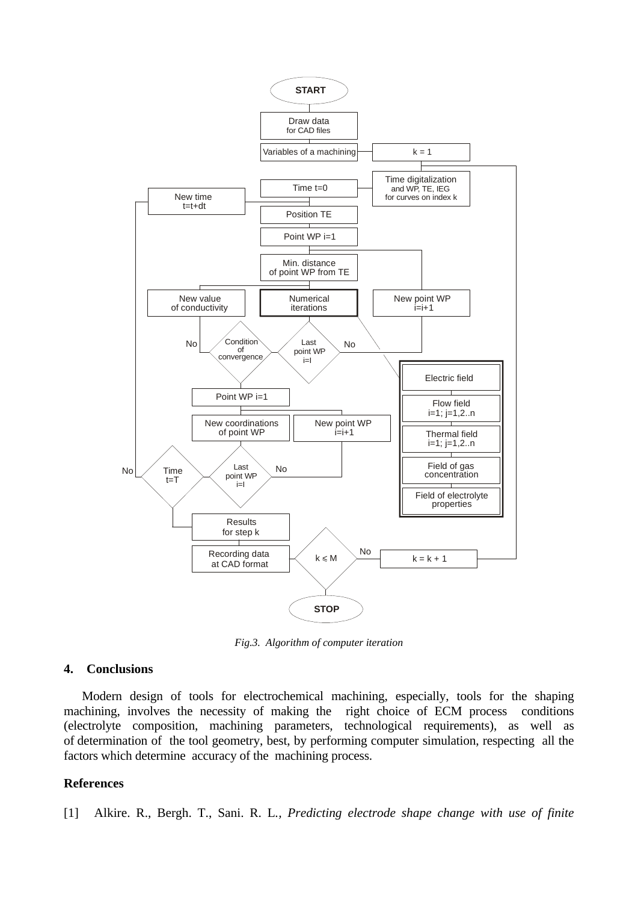*Fig.3. Algorithm of computer iteration*

## 4. Conclusions

Modern design of tools for electrochemical machining, especially, tools for the shaping machining, involves the necessity of making the right choice of ECM process conditions (electrolyte composition, machining parameters, technological requirements), as well as of determination of the tool geometry, best, by performing computer simulation, respecting all the factors which determine accuracy of the machining process.

## References

[1] Alkire. R., Bergh. T., Sani. R. L., *Predicting electrode shape change with use of finite*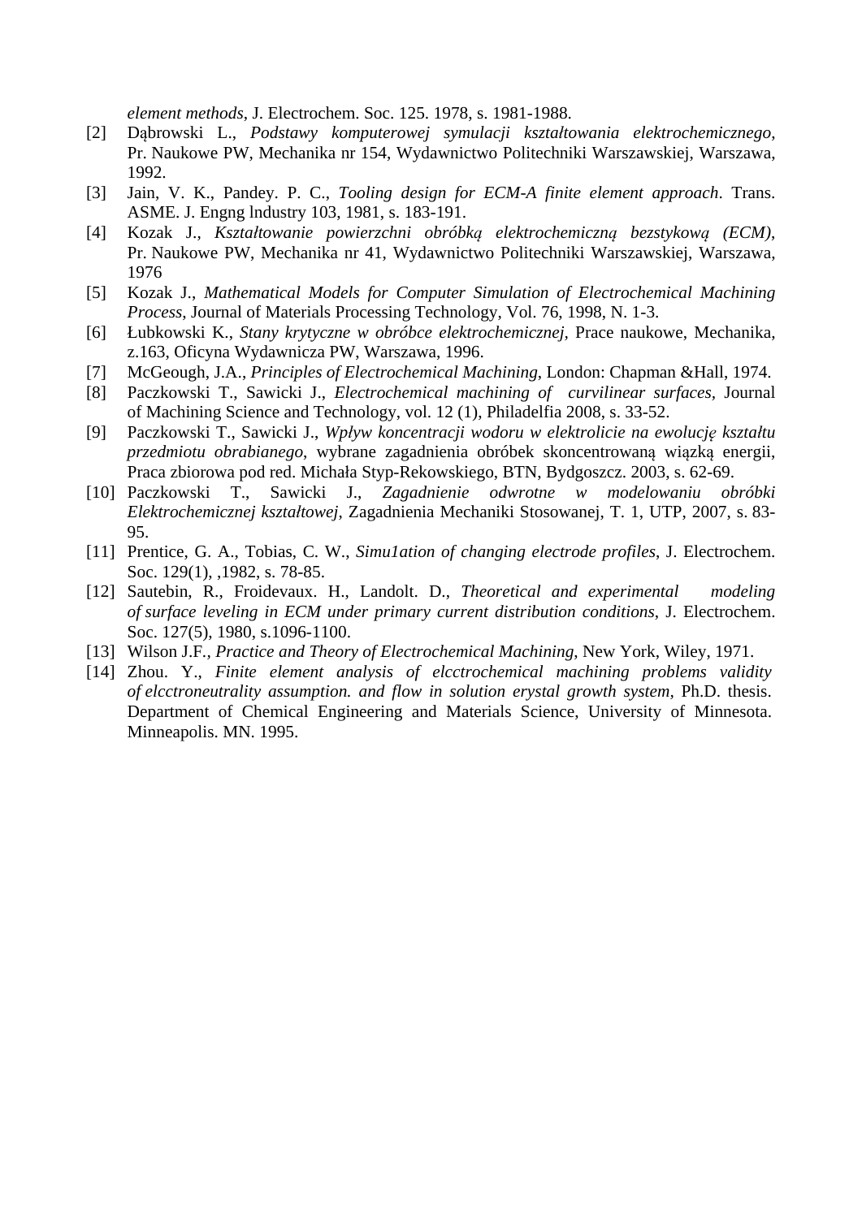*element methods*, J. Electrochem. Soc. 125. 1978, s. 1981-1988.

[2] Dąbrowski L., *Podstawy komputerowej symulacji kształtowania elektrochemicznego*, Pr. Naukowe PW, Mechanika nr 154, Wydawnictwo Politechniki Warszawskiej, Warszawa, 1992.

[3] Jain, V. K., Pandey. P. C., *Tooling design for ECM-A finite element approach*. Trans. ASME. J. Engng lndustry 103, 1981, s. 183-191.

[4] Kozak J., *Kształtowanie powierzchni obróbką elektrochemiczną bezstykową (ECM)*, Pr. Naukowe PW, Mechanika nr 41, Wydawnictwo Politechniki Warszawskiej, Warszawa, 1976

[5] Kozak J., *Mathematical Models for Computer Simulation of Electrochemical Machining Process*, Journal of Materials Processing Technology, Vol. 76, 1998, N. 1-3.

[6] Łubkowski K., *Stany krytyczne w obróbce elektrochemicznej*, Prace naukowe, Mechanika, z.163, Oficyna Wydawnicza PW, Warszawa, 1996.

[7] McGeough, J.A., *Principles of Electrochemical Machining*, London: Chapman &Hall, 1974.

[8] Paczkowski T., Sawicki J., *Electrochemical machining of curvilinear surfaces*, Journal of Machining Science and Technology, vol. 12 (1), Philadelfia 2008, s. 33-52.

[9] Paczkowski T., Sawicki J., *Wpływ koncentracji wodoru w elektrolicie na ewolucję kształtu przedmiotu obrabianego*, wybrane zagadnienia obróbek skoncentrowaną wiązką energii, Praca zbiorowa pod red. Michała Styp-Rekowskiego, BTN, Bydgoszcz. 2003, s. 62-69.

[10] Paczkowski T., Sawicki J., *Zagadnienie odwrotne w modelowaniu obróbki Elektrochemicznej kształtowej*, Zagadnienia Mechaniki Stosowanej, T. 1, UTP, 2007, s. 83-95.

[11] Prentice, G. A., Tobias, C. W., *Simu1ation of changing electrode profiles*, J. Electrochem. Soc. 129(1), ,1982, s. 78-85.

[12] Sautebin, R., Froidevaux. H., Landolt. D., *Theoretical and experimental modeling of surface leveling in ECM under primary current distribution conditions*, J. Electrochem. Soc. 127(5), 1980, s.1096-1100.

[13] Wilson J.F., *Practice and Theory of Electrochemical Machining*, New York, Wiley, 1971.

[14] Zhou. Y., *Finite element analysis of elcctrochemical machining problems validity of elcctroneutrality assumption. and flow in solution erystal growth system*, Ph.D. thesis. Department of Chemical Engineering and Materials Science, University of Minnesota. Minneapolis. MN. 1995.